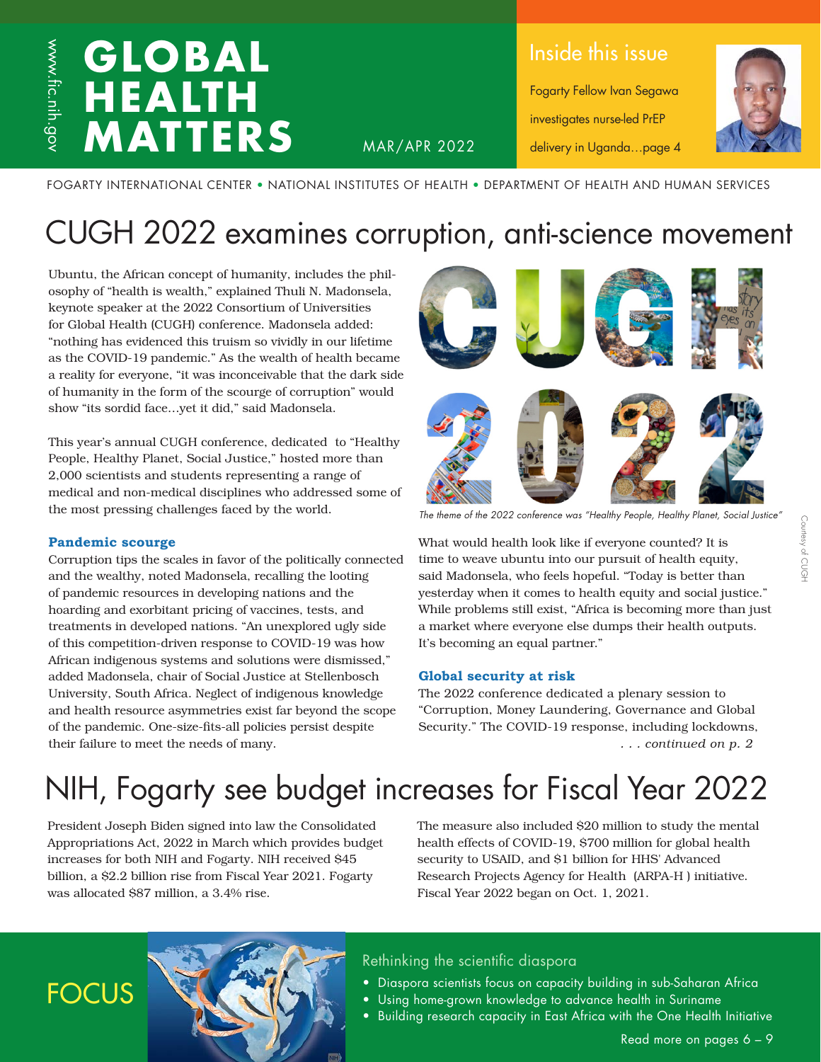www.fic.nih.gov

# GLOBAL HEALTH MATTERS

MAR/APR 2022

**Inside this issue**

Fogarty Fellow Ivan Segawa investigates nurse-led PrEP delivery in Uganda...page 4

FOGARTY INTERNATIONAL CENTER • NATIONAL INSTITUTES OF HEALTH • DEPARTMENT OF HEALTH AND HUMAN SERVICES

# CUGH 2022 examines corruption, anti-science movement

Ubuntu, the African concept of humanity, includes the philosophy of "health is wealth," explained Thuli N. Madonsela, keynote speaker at the 2022 Consortium of Universities for Global Health (CUGH) conference. Madonsela added: "nothing has evidenced this truism so vividly in our lifetime as the COVID-19 pandemic." As the wealth of health became a reality for everyone, "it was inconceivable that the dark side of humanity in the form of the scourge of corruption" would show "its sordid face...yet it did," said Madonsela.

This year's annual CUGH conference, dedicated to "Healthy People, Healthy Planet, Social Justice," hosted more than 2,000 scientists and students representing a range of medical and non-medical disciplines who addressed some of the most pressing challenges faced by the world.

### Pandemic scourge

Corruption tips the scales in favor of the politically connected and the wealthy, noted Madonsela, recalling the looting of pandemic resources in developing nations and the hoarding and exorbitant pricing of vaccines, tests, and treatments in developed nations. "An unexplored ugly side of this competition-driven response to COVID-19 was how African indigenous systems and solutions were dismissed," added Madonsela, chair of Social Justice at Stellenbosch University, South Africa. Neglect of indigenous knowledge and health resource asymmetries exist far beyond the scope of the pandemic. One-size-fits-all policies persist despite their failure to meet the needs of many.

*The theme of the 2022 conference was "Healthy People, Healthy Planet, Social Justice"*

Courtesy of CUGH

What would health look like if everyone counted? It is time to weave ubuntu into our pursuit of health equity, said Madonsela, who feels hopeful. "Today is better than yesterday when it comes to health equity and social justice." While problems still exist, "Africa is becoming more than just a market where everyone else dumps their health outputs. It's becoming an equal partner."

### Global security at risk

The 2022 conference dedicated a plenary session to "Corruption, Money Laundering, Governance and Global Security." The COVID-19 response, including lockdowns,

*. . . continued on p. 2*

# NIH, Fogarty see budget increases for Fiscal Year 2022

President Joseph Biden signed into law the Consolidated Appropriations Act, 2022 in March which provides budget increases for both NIH and Fogarty. NIH received $45 billion, a $2.2 billion rise from Fiscal Year 2021. Fogarty was allocated $87 million, a 3.4% rise.

The measure also included $20 million to study the mental health effects of COVID-19, $700 million for global health security to USAID, and $1 billion for HHS' Advanced Research Projects Agency for Health (ARPA-H ) initiative. Fiscal Year 2022 began on Oct. 1, 2021.

## FOCUS

**Rethinking the scientific diaspora**

- Diaspora scientists focus on capacity building in sub-Saharan Africa
- Using home-grown knowledge to advance health in Suriname
- Building research capacity in East Africa with the One Health Initiative

Read more on pages 6 – 9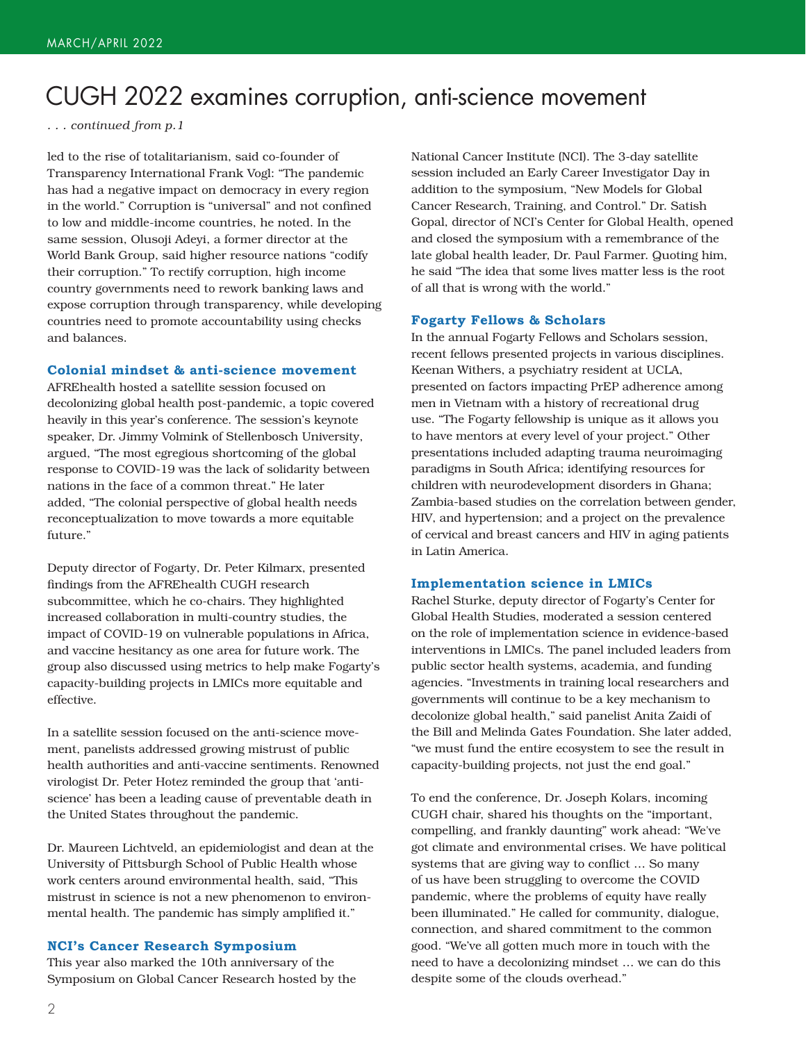# CUGH 2022 examines corruption, anti-science movement

*. . . continued from p.1*

led to the rise of totalitarianism, said co-founder of Transparency International Frank Vogl: "The pandemic has had a negative impact on democracy in every region in the world." Corruption is "universal" and not confined to low and middle-income countries, he noted. In the same session, Olusoji Adeyi, a former director at the World Bank Group, said higher resource nations "codify their corruption." To rectify corruption, high income country governments need to rework banking laws and expose corruption through transparency, while developing countries need to promote accountability using checks and balances.

### Colonial mindset & anti-science movement

AFREhealth hosted a satellite session focused on decolonizing global health post-pandemic, a topic covered heavily in this year's conference. The session's keynote speaker, Dr. Jimmy Volmink of Stellenbosch University, argued, "The most egregious shortcoming of the global response to COVID-19 was the lack of solidarity between nations in the face of a common threat." He later added, "The colonial perspective of global health needs reconceptualization to move towards a more equitable future."

Deputy director of Fogarty, Dr. Peter Kilmarx, presented findings from the AFREhealth CUGH research subcommittee, which he co-chairs. They highlighted increased collaboration in multi-country studies, the impact of COVID-19 on vulnerable populations in Africa, and vaccine hesitancy as one area for future work. The group also discussed using metrics to help make Fogarty's capacity-building projects in LMICs more equitable and effective.

In a satellite session focused on the anti-science movement, panelists addressed growing mistrust of public health authorities and anti-vaccine sentiments. Renowned virologist Dr. Peter Hotez reminded the group that 'anti-science' has been a leading cause of preventable death in the United States throughout the pandemic.

Dr. Maureen Lichtveld, an epidemiologist and dean at the University of Pittsburgh School of Public Health whose work centers around environmental health, said, "This mistrust in science is not a new phenomenon to environmental health. The pandemic has simply amplified it."

### NCI's Cancer Research Symposium

This year also marked the 10th anniversary of the Symposium on Global Cancer Research hosted by the National Cancer Institute (NCI). The 3-day satellite session included an Early Career Investigator Day in addition to the symposium, "New Models for Global Cancer Research, Training, and Control." Dr. Satish Gopal, director of NCI's Center for Global Health, opened and closed the symposium with a remembrance of the late global health leader, Dr. Paul Farmer. Quoting him, he said "The idea that some lives matter less is the root of all that is wrong with the world."

### Fogarty Fellows & Scholars

In the annual Fogarty Fellows and Scholars session, recent fellows presented projects in various disciplines. Keenan Withers, a psychiatry resident at UCLA, presented on factors impacting PrEP adherence among men in Vietnam with a history of recreational drug use. "The Fogarty fellowship is unique as it allows you to have mentors at every level of your project." Other presentations included adapting trauma neuroimaging paradigms in South Africa; identifying resources for children with neurodevelopment disorders in Ghana; Zambia-based studies on the correlation between gender, HIV, and hypertension; and a project on the prevalence of cervical and breast cancers and HIV in aging patients in Latin America.

### Implementation science in LMICs

Rachel Sturke, deputy director of Fogarty's Center for Global Health Studies, moderated a session centered on the role of implementation science in evidence-based interventions in LMICs. The panel included leaders from public sector health systems, academia, and funding agencies. "Investments in training local researchers and governments will continue to be a key mechanism to decolonize global health," said panelist Anita Zaidi of the Bill and Melinda Gates Foundation. She later added, "we must fund the entire ecosystem to see the result in capacity-building projects, not just the end goal."

To end the conference, Dr. Joseph Kolars, incoming CUGH chair, shared his thoughts on the "important, compelling, and frankly daunting" work ahead: "We've got climate and environmental crises. We have political systems that are giving way to conflict ... So many of us have been struggling to overcome the COVID pandemic, where the problems of equity have really been illuminated." He called for community, dialogue, connection, and shared commitment to the common good. "We've all gotten much more in touch with the need to have a decolonizing mindset ... we can do this despite some of the clouds overhead."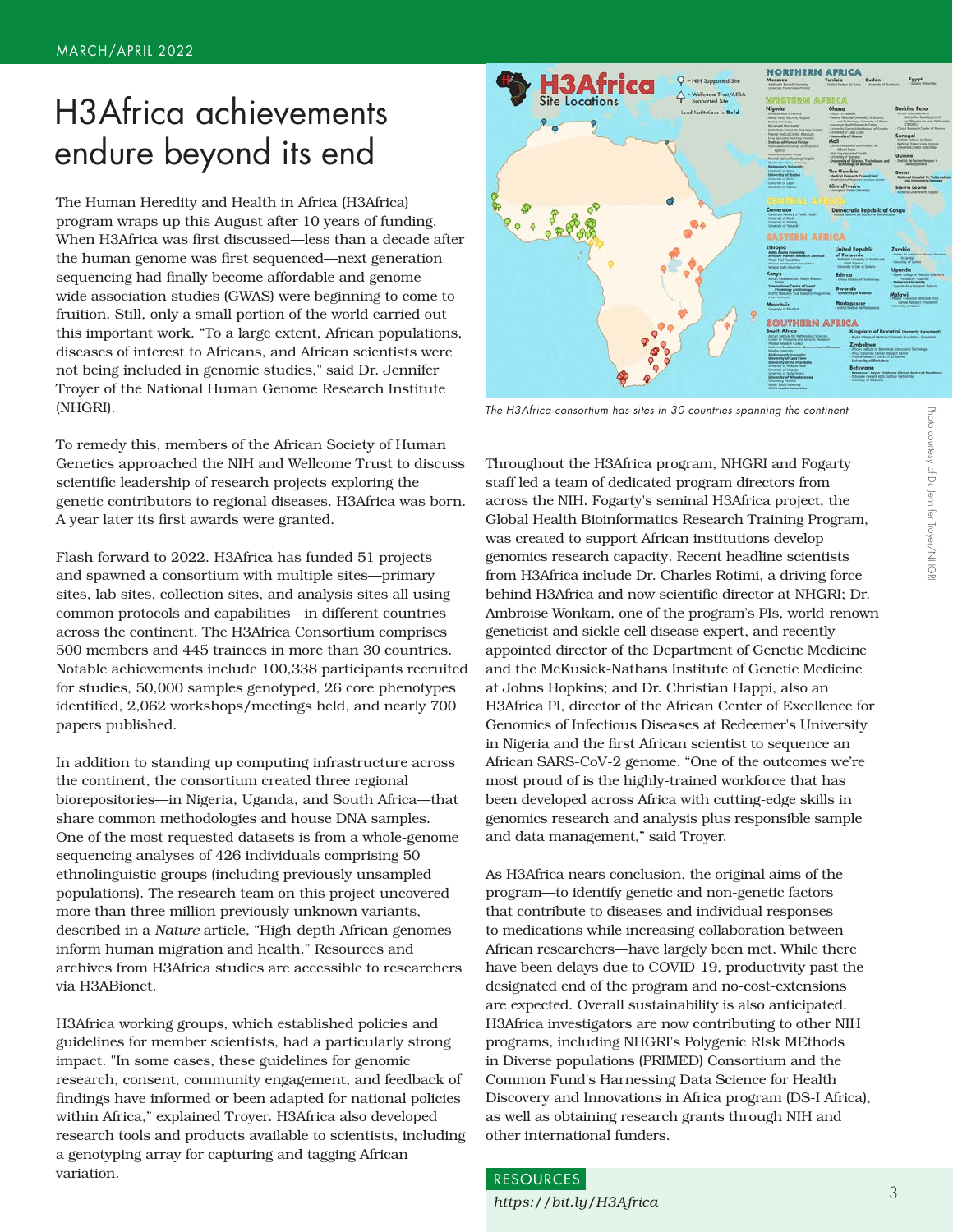# H3Africa achievements endure beyond its end

The Human Heredity and Health in Africa (H3Africa) program wraps up this August after 10 years of funding. When H3Africa was first discussed—less than a decade after the human genome was first sequenced—next generation sequencing had finally become affordable and genome-wide association studies (GWAS) were beginning to come to fruition. Still, only a small portion of the world carried out this important work. "To a large extent, African populations, diseases of interest to Africans, and African scientists were not being included in genomic studies," said Dr. Jennifer Troyer of the National Human Genome Research Institute (NHGRI).

To remedy this, members of the African Society of Human Genetics approached the NIH and Wellcome Trust to discuss scientific leadership of research projects exploring the genetic contributors to regional diseases. H3Africa was born. A year later its first awards were granted.

Flash forward to 2022. H3Africa has funded 51 projects and spawned a consortium with multiple sites—primary sites, lab sites, collection sites, and analysis sites all using common protocols and capabilities—in different countries across the continent. The H3Africa Consortium comprises 500 members and 445 trainees in more than 30 countries. Notable achievements include 100,338 participants recruited for studies, 50,000 samples genotyped, 26 core phenotypes identified, 2,062 workshops/meetings held, and nearly 700 papers published.

In addition to standing up computing infrastructure across the continent, the consortium created three regional biorepositories—in Nigeria, Uganda, and South Africa—that share common methodologies and house DNA samples. One of the most requested datasets is from a whole-genome sequencing analyses of 426 individuals comprising 50 ethnolinguistic groups (including previously unsampled populations). The research team on this project uncovered more than three million previously unknown variants, described in a *Nature* article, "High-depth African genomes inform human migration and health." Resources and archives from H3Africa studies are accessible to researchers via H3ABionet.

H3Africa working groups, which established policies and guidelines for member scientists, had a particularly strong impact. "In some cases, these guidelines for genomic research, consent, community engagement, and feedback of findings have informed or been adapted for national policies within Africa," explained Troyer. H3Africa also developed research tools and products available to scientists, including a genotyping array for capturing and tagging African variation.

*The H3Africa consortium has sites in 30 countries spanning the continent*

Photo courtesy of Dr. Jennifer Troyer/NHGRI

Throughout the H3Africa program, NHGRI and Fogarty staff led a team of dedicated program directors from across the NIH. Fogarty's seminal H3Africa project, the Global Health Bioinformatics Research Training Program, was created to support African institutions develop genomics research capacity. Recent headline scientists from H3Africa include Dr. Charles Rotimi, a driving force behind H3Africa and now scientific director at NHGRI; Dr. Ambroise Wonkam, one of the program's PIs, world-renown geneticist and sickle cell disease expert, and recently appointed director of the Department of Genetic Medicine and the McKusick-Nathans Institute of Genetic Medicine at Johns Hopkins; and Dr. Christian Happi, also an H3Africa PI, director of the African Center of Excellence for Genomics of Infectious Diseases at Redeemer's University in Nigeria and the first African scientist to sequence an African SARS-CoV-2 genome. "One of the outcomes we're most proud of is the highly-trained workforce that has been developed across Africa with cutting-edge skills in genomics research and analysis plus responsible sample and data management," said Troyer.

As H3Africa nears conclusion, the original aims of the program—to identify genetic and non-genetic factors that contribute to diseases and individual responses to medications while increasing collaboration between African researchers—have largely been met. While there have been delays due to COVID-19, productivity past the designated end of the program and no-cost-extensions are expected. Overall sustainability is also anticipated. H3Africa investigators are now contributing to other NIH programs, including NHGRI's Polygenic RIsk MEthods in Diverse populations (PRIMED) Consortium and the Common Fund's Harnessing Data Science for Health Discovery and Innovations in Africa program (DS-I Africa), as well as obtaining research grants through NIH and other international funders.

**RESOURCES**

*https://bit.ly/H3Africa*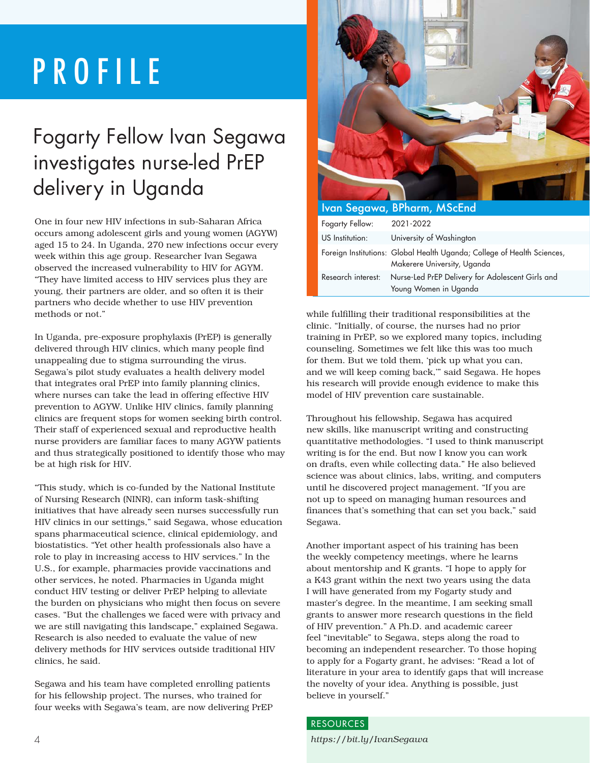# PROFILE

## Fogarty Fellow Ivan Segawa investigates nurse-led PrEP delivery in Uganda

**Ivan Segawa, BPharm, MScEnd**

| | |
|---|---|
| Fogarty Fellow: | 2021-2022 |
| US Institution: | University of Washington |
| Foreign Institutions: | Global Health Uganda; College of Health Sciences, Makerere University, Uganda |
| Research interest: | Nurse-Led PrEP Delivery for Adolescent Girls and Young Women in Uganda |

One in four new HIV infections in sub-Saharan Africa occurs among adolescent girls and young women (AGYW) aged 15 to 24. In Uganda, 270 new infections occur every week within this age group. Researcher Ivan Segawa observed the increased vulnerability to HIV for AGYM. "They have limited access to HIV services plus they are young, their partners are older, and so often it is their partners who decide whether to use HIV prevention methods or not."

In Uganda, pre-exposure prophylaxis (PrEP) is generally delivered through HIV clinics, which many people find unappealing due to stigma surrounding the virus. Segawa's pilot study evaluates a health delivery model that integrates oral PrEP into family planning clinics, where nurses can take the lead in offering effective HIV prevention to AGYW. Unlike HIV clinics, family planning clinics are frequent stops for women seeking birth control. Their staff of experienced sexual and reproductive health nurse providers are familiar faces to many AGYW patients and thus strategically positioned to identify those who may be at high risk for HIV.

"This study, which is co-funded by the National Institute of Nursing Research (NINR), can inform task-shifting initiatives that have already seen nurses successfully run HIV clinics in our settings," said Segawa, whose education spans pharmaceutical science, clinical epidemiology, and biostatistics. "Yet other health professionals also have a role to play in increasing access to HIV services." In the U.S., for example, pharmacies provide vaccinations and other services, he noted. Pharmacies in Uganda might conduct HIV testing or deliver PrEP helping to alleviate the burden on physicians who might then focus on severe cases. "But the challenges we faced were with privacy and we are still navigating this landscape," explained Segawa. Research is also needed to evaluate the value of new delivery methods for HIV services outside traditional HIV clinics, he said.

Segawa and his team have completed enrolling patients for his fellowship project. The nurses, who trained for four weeks with Segawa's team, are now delivering PrEP while fulfilling their traditional responsibilities at the clinic. "Initially, of course, the nurses had no prior training in PrEP, so we explored many topics, including counseling. Sometimes we felt like this was too much for them. But we told them, 'pick up what you can, and we will keep coming back,'" said Segawa. He hopes his research will provide enough evidence to make this model of HIV prevention care sustainable.

Throughout his fellowship, Segawa has acquired new skills, like manuscript writing and constructing quantitative methodologies. "I used to think manuscript writing is for the end. But now I know you can work on drafts, even while collecting data." He also believed science was about clinics, labs, writing, and computers until he discovered project management. "If you are not up to speed on managing human resources and finances that's something that can set you back," said Segawa.

Another important aspect of his training has been the weekly competency meetings, where he learns about mentorship and K grants. "I hope to apply for a K43 grant within the next two years using the data I will have generated from my Fogarty study and master's degree. In the meantime, I am seeking small grants to answer more research questions in the field of HIV prevention." A Ph.D. and academic career feel "inevitable" to Segawa, steps along the road to becoming an independent researcher. To those hoping to apply for a Fogarty grant, he advises: "Read a lot of literature in your area to identify gaps that will increase the novelty of your idea. Anything is possible, just believe in yourself."

**RESOURCES**

*https://bit.ly/IvanSegawa*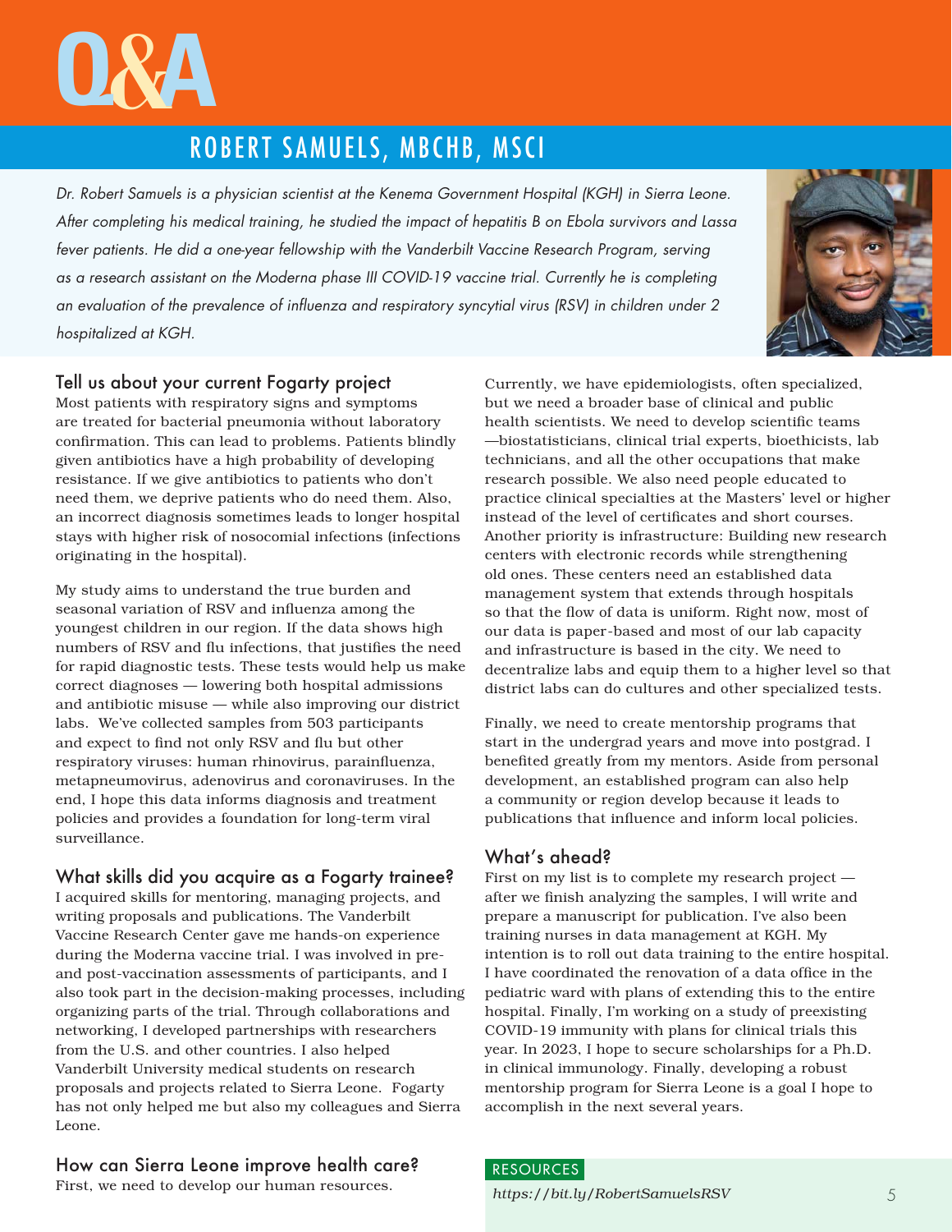# Q&A

## ROBERT SAMUELS, MBCHB, MSCI

*Dr. Robert Samuels is a physician scientist at the Kenema Government Hospital (KGH) in Sierra Leone. After completing his medical training, he studied the impact of hepatitis B on Ebola survivors and Lassa fever patients. He did a one-year fellowship with the Vanderbilt Vaccine Research Program, serving as a research assistant on the Moderna phase III COVID-19 vaccine trial. Currently he is completing an evaluation of the prevalence of influenza and respiratory syncytial virus (RSV) in children under 2 hospitalized at KGH.*

### Tell us about your current Fogarty project

Most patients with respiratory signs and symptoms are treated for bacterial pneumonia without laboratory confirmation. This can lead to problems. Patients blindly given antibiotics have a high probability of developing resistance. If we give antibiotics to patients who don't need them, we deprive patients who do need them. Also, an incorrect diagnosis sometimes leads to longer hospital stays with higher risk of nosocomial infections (infections originating in the hospital).

My study aims to understand the true burden and seasonal variation of RSV and influenza among the youngest children in our region. If the data shows high numbers of RSV and flu infections, that justifies the need for rapid diagnostic tests. These tests would help us make correct diagnoses — lowering both hospital admissions and antibiotic misuse — while also improving our district labs. We've collected samples from 503 participants and expect to find not only RSV and flu but other respiratory viruses: human rhinovirus, parainfluenza, metapneumovirus, adenovirus and coronaviruses. In the end, I hope this data informs diagnosis and treatment policies and provides a foundation for long-term viral surveillance.

### What skills did you acquire as a Fogarty trainee?

I acquired skills for mentoring, managing projects, and writing proposals and publications. The Vanderbilt Vaccine Research Center gave me hands-on experience during the Moderna vaccine trial. I was involved in pre- and post-vaccination assessments of participants, and I also took part in the decision-making processes, including organizing parts of the trial. Through collaborations and networking, I developed partnerships with researchers from the U.S. and other countries. I also helped Vanderbilt University medical students on research proposals and projects related to Sierra Leone. Fogarty has not only helped me but also my colleagues and Sierra Leone.

### How can Sierra Leone improve health care?

First, we need to develop our human resources. Currently, we have epidemiologists, often specialized, but we need a broader base of clinical and public health scientists. We need to develop scientific teams —biostatisticians, clinical trial experts, bioethicists, lab technicians, and all the other occupations that make research possible. We also need people educated to practice clinical specialties at the Masters' level or higher instead of the level of certificates and short courses. Another priority is infrastructure: Building new research centers with electronic records while strengthening old ones. These centers need an established data management system that extends through hospitals so that the flow of data is uniform. Right now, most of our data is paper-based and most of our lab capacity and infrastructure is based in the city. We need to decentralize labs and equip them to a higher level so that district labs can do cultures and other specialized tests.

Finally, we need to create mentorship programs that start in the undergrad years and move into postgrad. I benefited greatly from my mentors. Aside from personal development, an established program can also help a community or region develop because it leads to publications that influence and inform local policies.

### What's ahead?

First on my list is to complete my research project — after we finish analyzing the samples, I will write and prepare a manuscript for publication. I've also been training nurses in data management at KGH. My intention is to roll out data training to the entire hospital. I have coordinated the renovation of a data office in the pediatric ward with plans of extending this to the entire hospital. Finally, I'm working on a study of preexisting COVID-19 immunity with plans for clinical trials this year. In 2023, I hope to secure scholarships for a Ph.D. in clinical immunology. Finally, developing a robust mentorship program for Sierra Leone is a goal I hope to accomplish in the next several years.

RESOURCES

*https://bit.ly/RobertSamuelsRSV*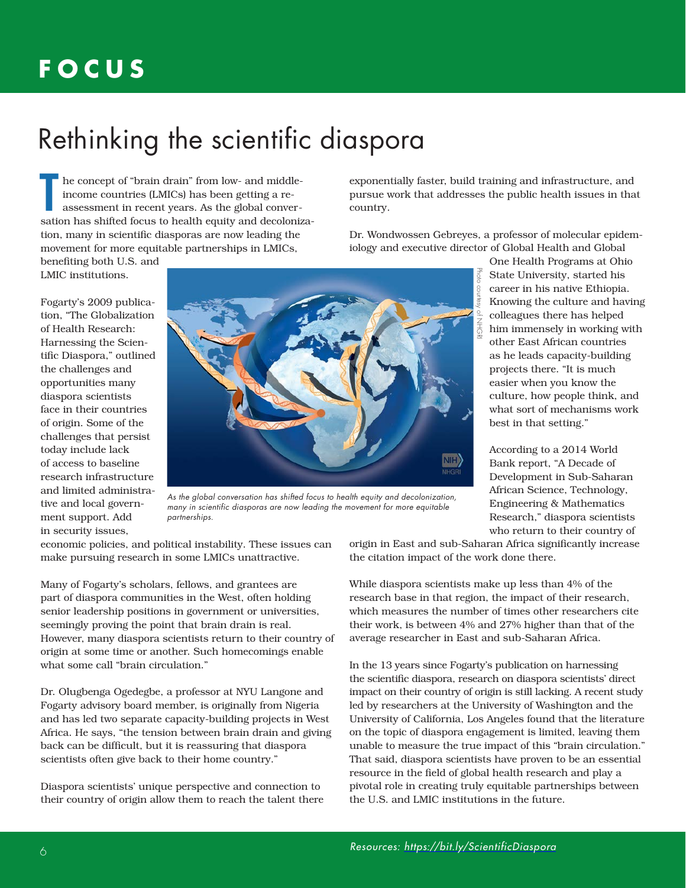# FOCUS

## Rethinking the scientific diaspora

The concept of "brain drain" from low- and middle-income countries (LMICs) has been getting a re-assessment in recent years. As the global conversation has shifted to health equity and decolonization, many in scientific diasporas are now leading the movement for more equitable partnerships in LMICs, benefiting both U.S. and LMIC institutions.

Fogarty's 2009 publication, "The Globalization of Health Research: Harnessing the Scientific Diaspora," outlined the challenges and opportunities many diaspora scientists face in their countries of origin. Some of the challenges that persist today include lack of access to baseline research infrastructure and limited administrative and local government support. Add in security issues, economic policies, and political instability. These issues can make pursuing research in some LMICs unattractive.

As the global conversation has shifted focus to health equity and decolonization, many in scientific diasporas are now leading the movement for more equitable partnerships.

Many of Fogarty's scholars, fellows, and grantees are part of diaspora communities in the West, often holding senior leadership positions in government or universities, seemingly proving the point that brain drain is real. However, many diaspora scientists return to their country of origin at some time or another. Such homecomings enable what some call "brain circulation."

Dr. Olugbenga Ogedegbe, a professor at NYU Langone and Fogarty advisory board member, is originally from Nigeria and has led two separate capacity-building projects in West Africa. He says, "the tension between brain drain and giving back can be difficult, but it is reassuring that diaspora scientists often give back to their home country."

Diaspora scientists' unique perspective and connection to their country of origin allow them to reach the talent there exponentially faster, build training and infrastructure, and pursue work that addresses the public health issues in that country.

Dr. Wondwossen Gebreyes, a professor of molecular epidemiology and executive director of Global Health and Global One Health Programs at Ohio State University, started his career in his native Ethiopia. Knowing the culture and having colleagues there has helped him immensely in working with other East African countries as he leads capacity-building projects there. "It is much easier when you know the culture, how people think, and what sort of mechanisms work best in that setting."

According to a 2014 World Bank report, "A Decade of Development in Sub-Saharan African Science, Technology, Engineering & Mathematics Research," diaspora scientists who return to their country of origin in East and sub-Saharan Africa significantly increase the citation impact of the work done there.

While diaspora scientists make up less than 4% of the research base in that region, the impact of their research, which measures the number of times other researchers cite their work, is between 4% and 27% higher than that of the average researcher in East and sub-Saharan Africa.

In the 13 years since Fogarty's publication on harnessing the scientific diaspora, research on diaspora scientists' direct impact on their country of origin is still lacking. A recent study led by researchers at the University of Washington and the University of California, Los Angeles found that the literature on the topic of diaspora engagement is limited, leaving them unable to measure the true impact of this "brain circulation." That said, diaspora scientists have proven to be an essential resource in the field of global health research and play a pivotal role in creating truly equitable partnerships between the U.S. and LMIC institutions in the future.

*Resources: https://bit.ly/ScientificDiaspora*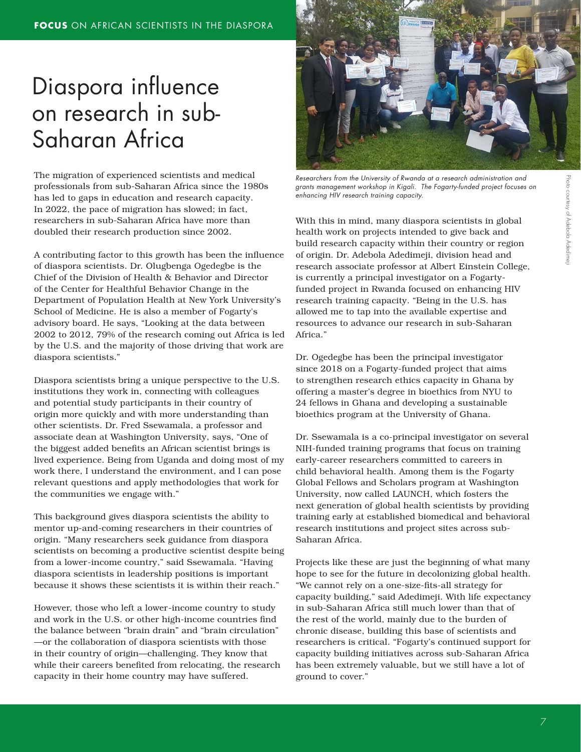# Diaspora influence on research in sub-Saharan Africa

The migration of experienced scientists and medical professionals from sub-Saharan Africa since the 1980s has led to gaps in education and research capacity. In 2022, the pace of migration has slowed; in fact, researchers in sub-Saharan Africa have more than doubled their research production since 2002.

A contributing factor to this growth has been the influence of diaspora scientists. Dr. Olugbenga Ogedegbe is the Chief of the Division of Health & Behavior and Director of the Center for Healthful Behavior Change in the Department of Population Health at New York University's School of Medicine. He is also a member of Fogarty's advisory board. He says, "Looking at the data between 2002 to 2012, 79% of the research coming out Africa is led by the U.S. and the majority of those driving that work are diaspora scientists."

Diaspora scientists bring a unique perspective to the U.S. institutions they work in, connecting with colleagues and potential study participants in their country of origin more quickly and with more understanding than other scientists. Dr. Fred Ssewamala, a professor and associate dean at Washington University, says, "One of the biggest added benefits an African scientist brings is lived experience. Being from Uganda and doing most of my work there, I understand the environment, and I can pose relevant questions and apply methodologies that work for the communities we engage with."

This background gives diaspora scientists the ability to mentor up-and-coming researchers in their countries of origin. "Many researchers seek guidance from diaspora scientists on becoming a productive scientist despite being from a lower-income country," said Ssewamala. "Having diaspora scientists in leadership positions is important because it shows these scientists it is within their reach."

However, those who left a lower-income country to study and work in the U.S. or other high-income countries find the balance between "brain drain" and "brain circulation"—or the collaboration of diaspora scientists with those in their country of origin—challenging. They know that while their careers benefited from relocating, the research capacity in their home country may have suffered.

*Researchers from the University of Rwanda at a research administration and grants management workshop in Kigali. The Fogarty-funded project focuses on enhancing HIV research training capacity.*

*Photo courtesy of Adebola Adedimeji*

With this in mind, many diaspora scientists in global health work on projects intended to give back and build research capacity within their country or region of origin. Dr. Adebola Adedimeji, division head and research associate professor at Albert Einstein College, is currently a principal investigator on a Fogarty-funded project in Rwanda focused on enhancing HIV research training capacity. "Being in the U.S. has allowed me to tap into the available expertise and resources to advance our research in sub-Saharan Africa."

Dr. Ogedegbe has been the principal investigator since 2018 on a Fogarty-funded project that aims to strengthen research ethics capacity in Ghana by offering a master's degree in bioethics from NYU to 24 fellows in Ghana and developing a sustainable bioethics program at the University of Ghana.

Dr. Ssewamala is a co-principal investigator on several NIH-funded training programs that focus on training early-career researchers committed to careers in child behavioral health. Among them is the Fogarty Global Fellows and Scholars program at Washington University, now called LAUNCH, which fosters the next generation of global health scientists by providing training early at established biomedical and behavioral research institutions and project sites across sub-Saharan Africa.

Projects like these are just the beginning of what many hope to see for the future in decolonizing global health. "We cannot rely on a one-size-fits-all strategy for capacity building," said Adedimeji. With life expectancy in sub-Saharan Africa still much lower than that of the rest of the world, mainly due to the burden of chronic disease, building this base of scientists and researchers is critical. "Fogarty's continued support for capacity building initiatives across sub-Saharan Africa has been extremely valuable, but we still have a lot of ground to cover."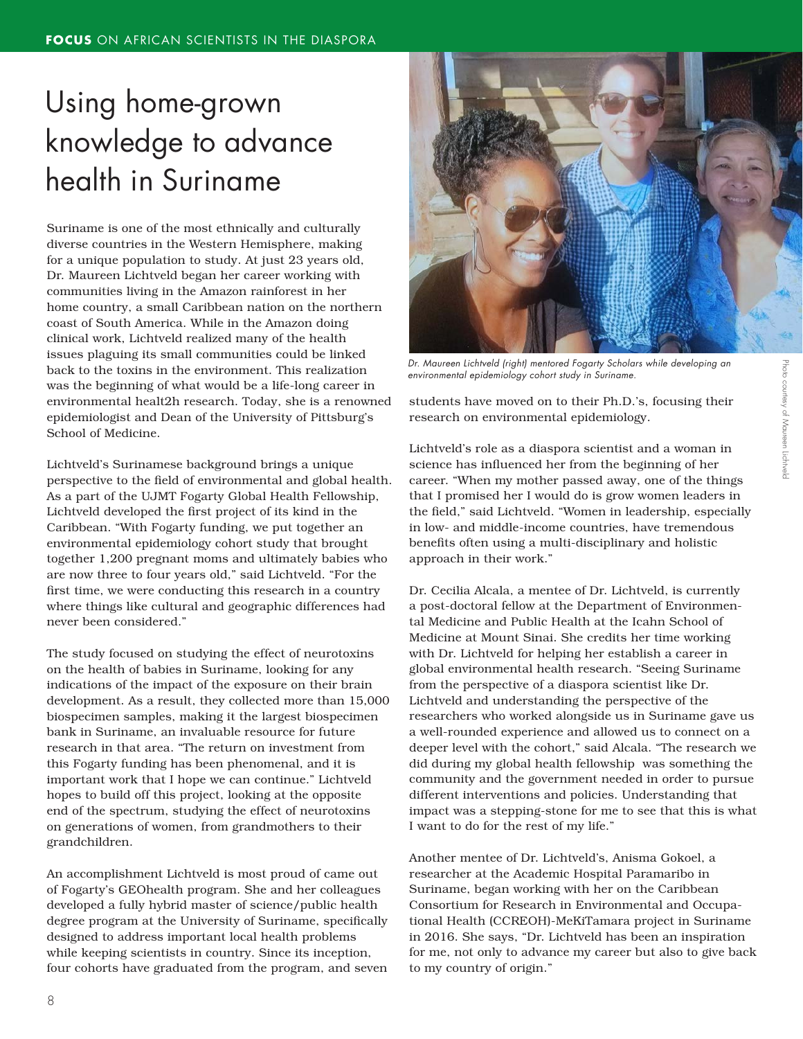# Using home-grown knowledge to advance health in Suriname

Suriname is one of the most ethnically and culturally diverse countries in the Western Hemisphere, making for a unique population to study. At just 23 years old, Dr. Maureen Lichtveld began her career working with communities living in the Amazon rainforest in her home country, a small Caribbean nation on the northern coast of South America. While in the Amazon doing clinical work, Lichtveld realized many of the health issues plaguing its small communities could be linked back to the toxins in the environment. This realization was the beginning of what would be a life-long career in environmental healt2h research. Today, she is a renowned epidemiologist and Dean of the University of Pittsburg's School of Medicine.

Lichtveld's Surinamese background brings a unique perspective to the field of environmental and global health. As a part of the UJMT Fogarty Global Health Fellowship, Lichtveld developed the first project of its kind in the Caribbean. "With Fogarty funding, we put together an environmental epidemiology cohort study that brought together 1,200 pregnant moms and ultimately babies who are now three to four years old," said Lichtveld. "For the first time, we were conducting this research in a country where things like cultural and geographic differences had never been considered."

The study focused on studying the effect of neurotoxins on the health of babies in Suriname, looking for any indications of the impact of the exposure on their brain development. As a result, they collected more than 15,000 biospecimen samples, making it the largest biospecimen bank in Suriname, an invaluable resource for future research in that area. "The return on investment from this Fogarty funding has been phenomenal, and it is important work that I hope we can continue." Lichtveld hopes to build off this project, looking at the opposite end of the spectrum, studying the effect of neurotoxins on generations of women, from grandmothers to their grandchildren.

An accomplishment Lichtveld is most proud of came out of Fogarty's GEOhealth program. She and her colleagues developed a fully hybrid master of science/public health degree program at the University of Suriname, specifically designed to address important local health problems while keeping scientists in country. Since its inception, four cohorts have graduated from the program, and seven students have moved on to their Ph.D.'s, focusing their research on environmental epidemiology.

*Dr. Maureen Lichtveld (right) mentored Fogarty Scholars while developing an environmental epidemiology cohort study in Suriname.*

Photo courtesy of Maureen Lichtveld

Lichtveld's role as a diaspora scientist and a woman in science has influenced her from the beginning of her career. "When my mother passed away, one of the things that I promised her I would do is grow women leaders in the field," said Lichtveld. "Women in leadership, especially in low- and middle-income countries, have tremendous benefits often using a multi-disciplinary and holistic approach in their work."

Dr. Cecilia Alcala, a mentee of Dr. Lichtveld, is currently a post-doctoral fellow at the Department of Environmental Medicine and Public Health at the Icahn School of Medicine at Mount Sinai. She credits her time working with Dr. Lichtveld for helping her establish a career in global environmental health research. "Seeing Suriname from the perspective of a diaspora scientist like Dr. Lichtveld and understanding the perspective of the researchers who worked alongside us in Suriname gave us a well-rounded experience and allowed us to connect on a deeper level with the cohort," said Alcala. "The research we did during my global health fellowship was something the community and the government needed in order to pursue different interventions and policies. Understanding that impact was a stepping-stone for me to see that this is what I want to do for the rest of my life."

Another mentee of Dr. Lichtveld's, Anisma Gokoel, a researcher at the Academic Hospital Paramaribo in Suriname, began working with her on the Caribbean Consortium for Research in Environmental and Occupational Health (CCREOH)-MeKiTamara project in Suriname in 2016. She says, "Dr. Lichtveld has been an inspiration for me, not only to advance my career but also to give back to my country of origin."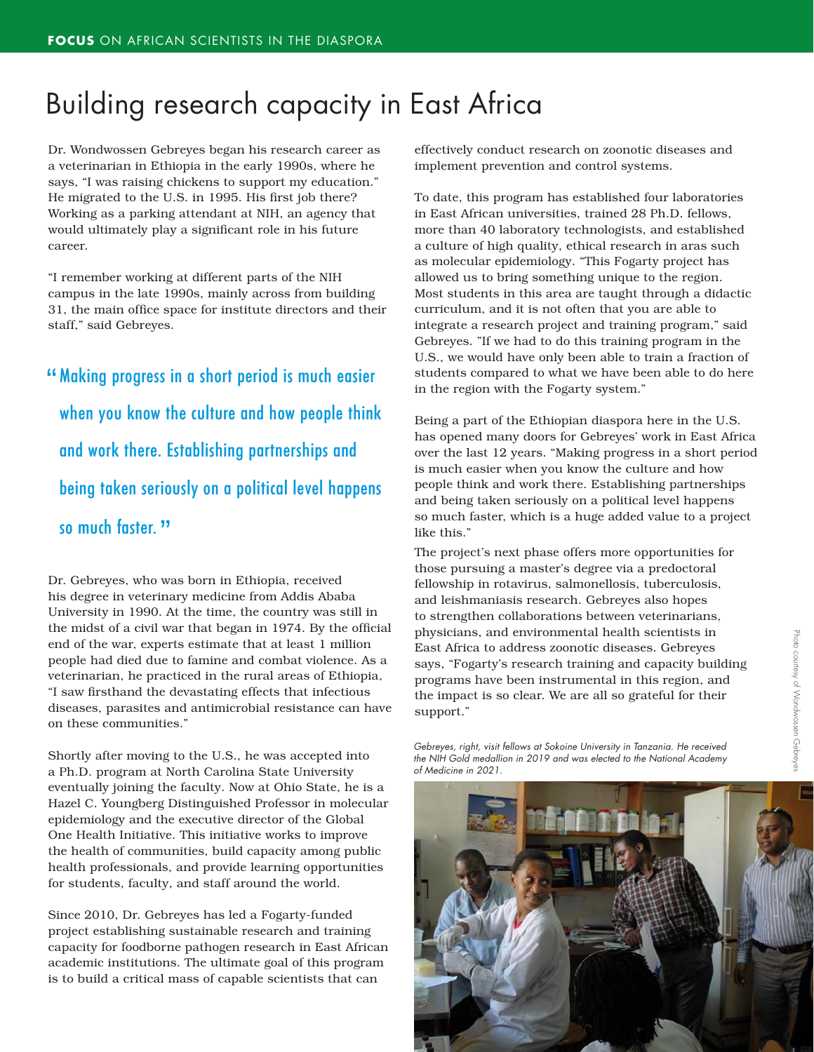# Building research capacity in East Africa

Dr. Wondwossen Gebreyes began his research career as a veterinarian in Ethiopia in the early 1990s, where he says, "I was raising chickens to support my education." He migrated to the U.S. in 1995. His first job there? Working as a parking attendant at NIH, an agency that would ultimately play a significant role in his future career.

"I remember working at different parts of the NIH campus in the late 1990s, mainly across from building 31, the main office space for institute directors and their staff," said Gebreyes.

> "Making progress in a short period is much easier when you know the culture and how people think and work there. Establishing partnerships and being taken seriously on a political level happens so much faster."

Dr. Gebreyes, who was born in Ethiopia, received his degree in veterinary medicine from Addis Ababa University in 1990. At the time, the country was still in the midst of a civil war that began in 1974. By the official end of the war, experts estimate that at least 1 million people had died due to famine and combat violence. As a veterinarian, he practiced in the rural areas of Ethiopia, "I saw firsthand the devastating effects that infectious diseases, parasites and antimicrobial resistance can have on these communities."

Shortly after moving to the U.S., he was accepted into a Ph.D. program at North Carolina State University eventually joining the faculty. Now at Ohio State, he is a Hazel C. Youngberg Distinguished Professor in molecular epidemiology and the executive director of the Global One Health Initiative. This initiative works to improve the health of communities, build capacity among public health professionals, and provide learning opportunities for students, faculty, and staff around the world.

Since 2010, Dr. Gebreyes has led a Fogarty-funded project establishing sustainable research and training capacity for foodborne pathogen research in East African academic institutions. The ultimate goal of this program is to build a critical mass of capable scientists that can effectively conduct research on zoonotic diseases and implement prevention and control systems.

To date, this program has established four laboratories in East African universities, trained 28 Ph.D. fellows, more than 40 laboratory technologists, and established a culture of high quality, ethical research in aras such as molecular epidemiology. "This Fogarty project has allowed us to bring something unique to the region. Most students in this area are taught through a didactic curriculum, and it is not often that you are able to integrate a research project and training program," said Gebreyes. "If we had to do this training program in the U.S., we would have only been able to train a fraction of students compared to what we have been able to do here in the region with the Fogarty system."

Being a part of the Ethiopian diaspora here in the U.S. has opened many doors for Gebreyes' work in East Africa over the last 12 years. "Making progress in a short period is much easier when you know the culture and how people think and work there. Establishing partnerships and being taken seriously on a political level happens so much faster, which is a huge added value to a project like this."

The project's next phase offers more opportunities for those pursuing a master's degree via a predoctoral fellowship in rotavirus, salmonellosis, tuberculosis, and leishmaniasis research. Gebreyes also hopes to strengthen collaborations between veterinarians, physicians, and environmental health scientists in East Africa to address zoonotic diseases. Gebreyes says, "Fogarty's research training and capacity building programs have been instrumental in this region, and the impact is so clear. We are all so grateful for their support."

*Gebreyes, right, visit fellows at Sokoine University in Tanzania. He received the NIH Gold medallion in 2019 and was elected to the National Academy of Medicine in 2021.*

Photo courtesy of Wondwossen Gebreyes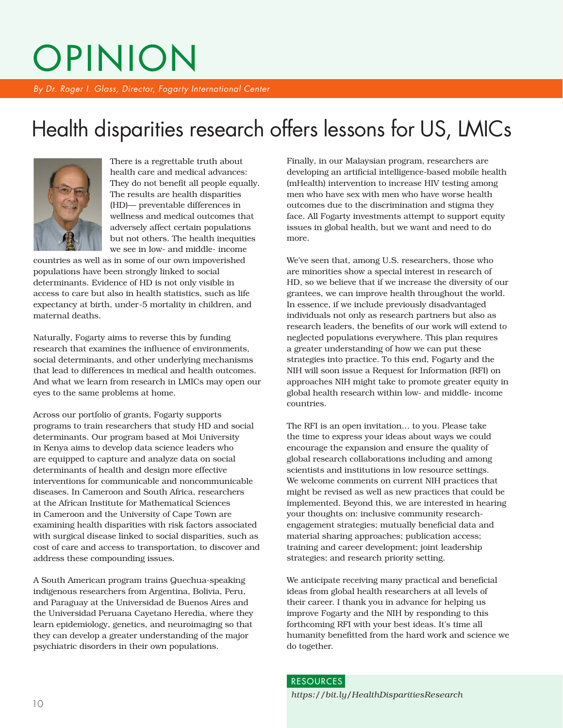# OPINION

*By Dr. Roger I. Glass, Director, Fogarty International Center*

## Health disparities research offers lessons for US, LMICs

There is a regrettable truth about health care and medical advances: They do not benefit all people equally. The results are health disparities (HD)— preventable differences in wellness and medical outcomes that adversely affect certain populations but not others. The health inequities we see in low- and middle- income countries as well as in some of our own impoverished populations have been strongly linked to social determinants. Evidence of HD is not only visible in access to care but also in health statistics, such as life expectancy at birth, under-5 mortality in children, and maternal deaths.

Naturally, Fogarty aims to reverse this by funding research that examines the influence of environments, social determinants, and other underlying mechanisms that lead to differences in medical and health outcomes. And what we learn from research in LMICs may open our eyes to the same problems at home.

Across our portfolio of grants, Fogarty supports programs to train researchers that study HD and social determinants. Our program based at Moi University in Kenya aims to develop data science leaders who are equipped to capture and analyze data on social determinants of health and design more effective interventions for communicable and noncommunicable diseases. In Cameroon and South Africa, researchers at the African Institute for Mathematical Sciences in Cameroon and the University of Cape Town are examining health disparities with risk factors associated with surgical disease linked to social disparities, such as cost of care and access to transportation, to discover and address these compounding issues.

A South American program trains Quechua-speaking indigenous researchers from Argentina, Bolivia, Peru, and Paraguay at the Universidad de Buenos Aires and the Universidad Peruana Cayetano Heredia, where they learn epidemiology, genetics, and neuroimaging so that they can develop a greater understanding of the major psychiatric disorders in their own populations.

Finally, in our Malaysian program, researchers are developing an artificial intelligence-based mobile health (mHealth) intervention to increase HIV testing among men who have sex with men who have worse health outcomes due to the discrimination and stigma they face. All Fogarty investments attempt to support equity issues in global health, but we want and need to do more.

We've seen that, among U.S. researchers, those who are minorities show a special interest in research of HD, so we believe that if we increase the diversity of our grantees, we can improve health throughout the world. In essence, if we include previously disadvantaged individuals not only as research partners but also as research leaders, the benefits of our work will extend to neglected populations everywhere. This plan requires a greater understanding of how we can put these strategies into practice. To this end, Fogarty and the NIH will soon issue a Request for Information (RFI) on approaches NIH might take to promote greater equity in global health research within low- and middle- income countries.

The RFI is an open invitation… to you. Please take the time to express your ideas about ways we could encourage the expansion and ensure the quality of global research collaborations including and among scientists and institutions in low resource settings. We welcome comments on current NIH practices that might be revised as well as new practices that could be implemented. Beyond this, we are interested in hearing your thoughts on: inclusive community research-engagement strategies; mutually beneficial data and material sharing approaches; publication access; training and career development; joint leadership strategies; and research priority setting.

We anticipate receiving many practical and beneficial ideas from global health researchers at all levels of their career. I thank you in advance for helping us improve Fogarty and the NIH by responding to this forthcoming RFI with your best ideas. It's time all humanity benefitted from the hard work and science we do together.

**RESOURCES**

*https://bit.ly/HealthDisparitiesResearch*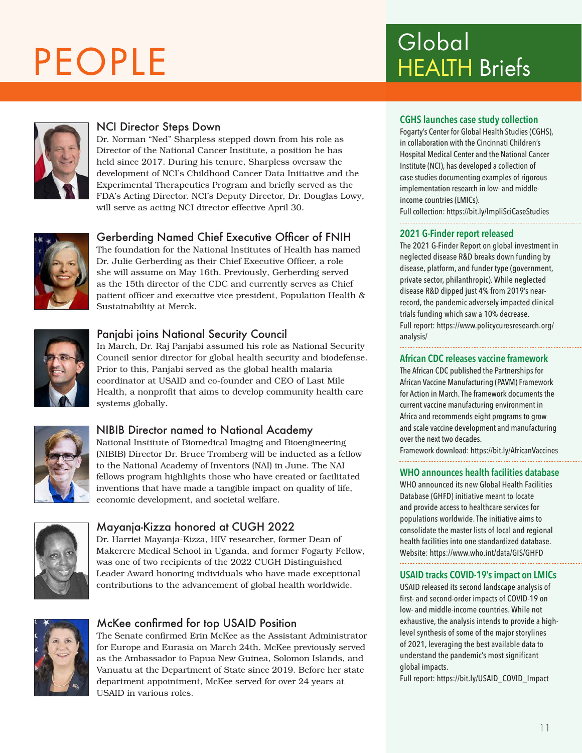# PEOPLE

## NCI Director Steps Down

Dr. Norman "Ned" Sharpless stepped down from his role as Director of the National Cancer Institute, a position he has held since 2017. During his tenure, Sharpless oversaw the development of NCI's Childhood Cancer Data Initiative and the Experimental Therapeutics Program and briefly served as the FDA's Acting Director. NCI's Deputy Director, Dr. Douglas Lowy, will serve as acting NCI director effective April 30.

## Gerberding Named Chief Executive Officer of FNIH

The foundation for the National Institutes of Health has named Dr. Julie Gerberding as their Chief Executive Officer, a role she will assume on May 16th. Previously, Gerberding served as the 15th director of the CDC and currently serves as Chief patient officer and executive vice president, Population Health & Sustainability at Merck.

## Panjabi joins National Security Council

In March, Dr. Raj Panjabi assumed his role as National Security Council senior director for global health security and biodefense. Prior to this, Panjabi served as the global health malaria coordinator at USAID and co-founder and CEO of Last Mile Health, a nonprofit that aims to develop community health care systems globally.

## NIBIB Director named to National Academy

National Institute of Biomedical Imaging and Bioengineering (NIBIB) Director Dr. Bruce Tromberg will be inducted as a fellow to the National Academy of Inventors (NAI) in June. The NAI fellows program highlights those who have created or facilitated inventions that have made a tangible impact on quality of life, economic development, and societal welfare.

## Mayanja-Kizza honored at CUGH 2022

Dr. Harriet Mayanja-Kizza, HIV researcher, former Dean of Makerere Medical School in Uganda, and former Fogarty Fellow, was one of two recipients of the 2022 CUGH Distinguished Leader Award honoring individuals who have made exceptional contributions to the advancement of global health worldwide.

## McKee confirmed for top USAID Position

The Senate confirmed Erin McKee as the Assistant Administrator for Europe and Eurasia on March 24th. McKee previously served as the Ambassador to Papua New Guinea, Solomon Islands, and Vanuatu at the Department of State since 2019. Before her state department appointment, McKee served for over 24 years at USAID in various roles.

# Global HEALTH Briefs

### CGHS launches case study collection

Fogarty's Center for Global Health Studies (CGHS), in collaboration with the Cincinnati Children's Hospital Medical Center and the National Cancer Institute (NCI), has developed a collection of case studies documenting examples of rigorous implementation research in low- and middle-income countries (LMICs).

Full collection: https://bit.ly/ImpliSciCaseStudies

### 2021 G-Finder report released

The 2021 G-Finder Report on global investment in neglected disease R&D breaks down funding by disease, platform, and funder type (government, private sector, philanthropic). While neglected disease R&D dipped just 4% from 2019's near-record, the pandemic adversely impacted clinical trials funding which saw a 10% decrease.

Full report: https://www.policycuresresearch.org/analysis/

### African CDC releases vaccine framework

The African CDC published the Partnerships for African Vaccine Manufacturing (PAVM) Framework for Action in March. The framework documents the current vaccine manufacturing environment in Africa and recommends eight programs to grow and scale vaccine development and manufacturing over the next two decades.

Framework download: https://bit.ly/AfricanVaccines

### WHO announces health facilities database

WHO announced its new Global Health Facilities Database (GHFD) initiative meant to locate and provide access to healthcare services for populations worldwide. The initiative aims to consolidate the master lists of local and regional health facilities into one standardized database.

Website: https://www.who.int/data/GIS/GHFD

### USAID tracks COVID-19's impact on LMICs

USAID released its second landscape analysis of first- and second-order impacts of COVID-19 on low- and middle-income countries. While not exhaustive, the analysis intends to provide a high-level synthesis of some of the major storylines of 2021, leveraging the best available data to understand the pandemic's most significant global impacts.

Full report: https://bit.ly/USAID_COVID_Impact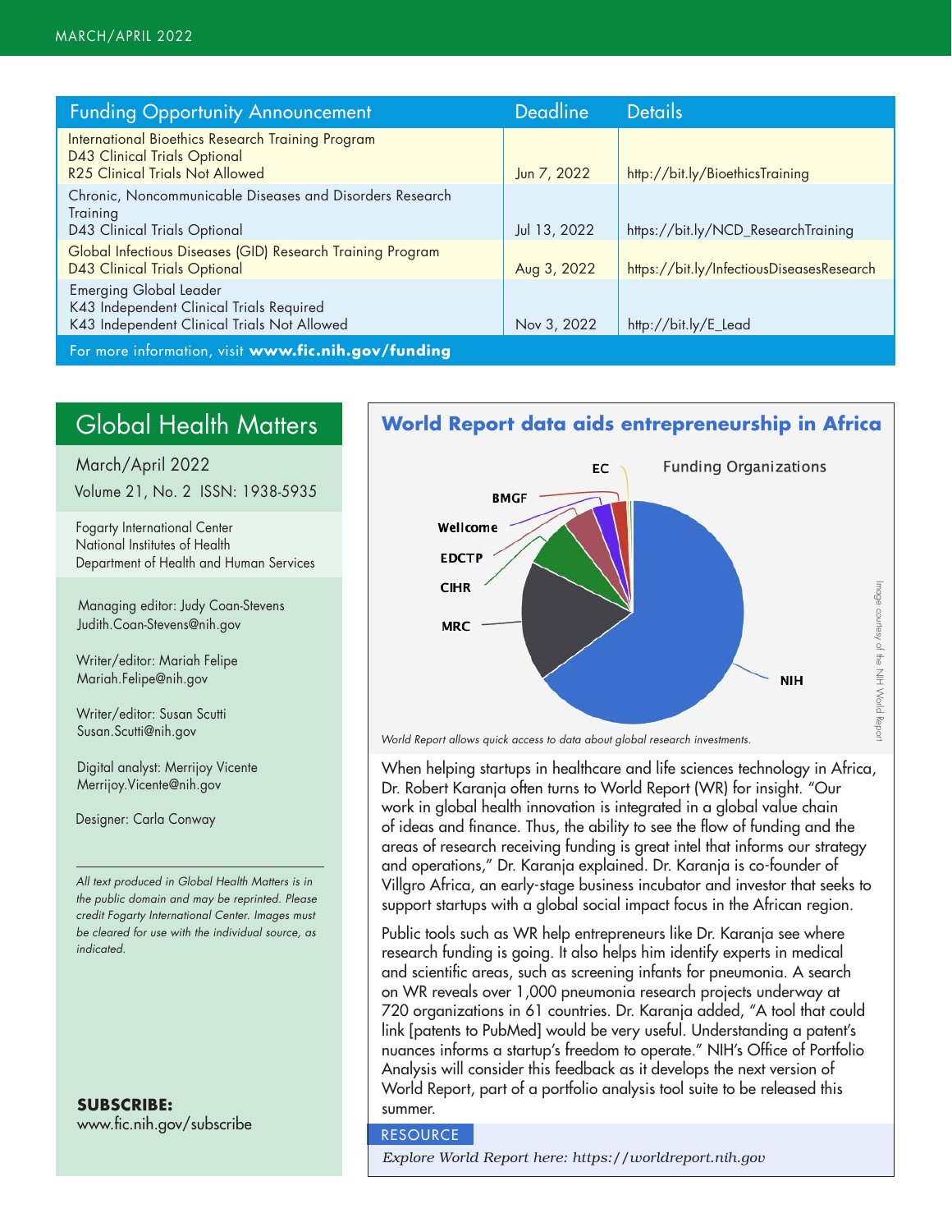| Funding Opportunity Announcement | Deadline | Details |
|---|---|---|
| International Bioethics Research Training Program<br>D43 Clinical Trials Optional<br>R25 Clinical Trials Not Allowed | Jun 7, 2022 | http://bit.ly/BioethicsTraining |
| Chronic, Noncommunicable Diseases and Disorders Research Training<br>D43 Clinical Trials Optional | Jul 13, 2022 | https://bit.ly/NCD_ResearchTraining |
| Global Infectious Diseases (GID) Research Training Program<br>D43 Clinical Trials Optional | Aug 3, 2022 | https://bit.ly/InfectiousDiseasesResearch |
| Emerging Global Leader<br>K43 Independent Clinical Trials Required<br>K43 Independent Clinical Trials Not Allowed | Nov 3, 2022 | http://bit.ly/E_Lead |

For more information, visit **www.fic.nih.gov/funding**

## Global Health Matters

March/April 2022

Volume 21, No. 2 ISSN: 1938-5935

Fogarty International Center
National Institutes of Health
Department of Health and Human Services

Managing editor: Judy Coan-Stevens
Judith.Coan-Stevens@nih.gov

Writer/editor: Mariah Felipe
Mariah.Felipe@nih.gov

Writer/editor: Susan Scutti
Susan.Scutti@nih.gov

Digital analyst: Merrijoy Vicente
Merrijoy.Vicente@nih.gov

Designer: Carla Conway

*All text produced in Global Health Matters is in the public domain and may be reprinted. Please credit Fogarty International Center. Images must be cleared for use with the individual source, as indicated.*

**SUBSCRIBE:**
www.fic.nih.gov/subscribe

## World Report data aids entrepreneurship in Africa

Funding Organizations

EC

BMGF

Wellcome

EDCTP

CIHR

MRC

NIH

Image courtesy of the NIH World Report

*World Report allows quick access to data about global research investments.*

When helping startups in healthcare and life sciences technology in Africa, Dr. Robert Karanja often turns to World Report (WR) for insight. "Our work in global health innovation is integrated in a global value chain of ideas and finance. Thus, the ability to see the flow of funding and the areas of research receiving funding is great intel that informs our strategy and operations," Dr. Karanja explained. Dr. Karanja is co-founder of Villgro Africa, an early-stage business incubator and investor that seeks to support startups with a global social impact focus in the African region.

Public tools such as WR help entrepreneurs like Dr. Karanja see where research funding is going. It also helps him identify experts in medical and scientific areas, such as screening infants for pneumonia. A search on WR reveals over 1,000 pneumonia research projects underway at 720 organizations in 61 countries. Dr. Karanja added, "A tool that could link [patents to PubMed] would be very useful. Understanding a patent's nuances informs a startup's freedom to operate." NIH's Office of Portfolio Analysis will consider this feedback as it develops the next version of World Report, part of a portfolio analysis tool suite to be released this summer.

RESOURCE

*Explore World Report here: https://worldreport.nih.gov*